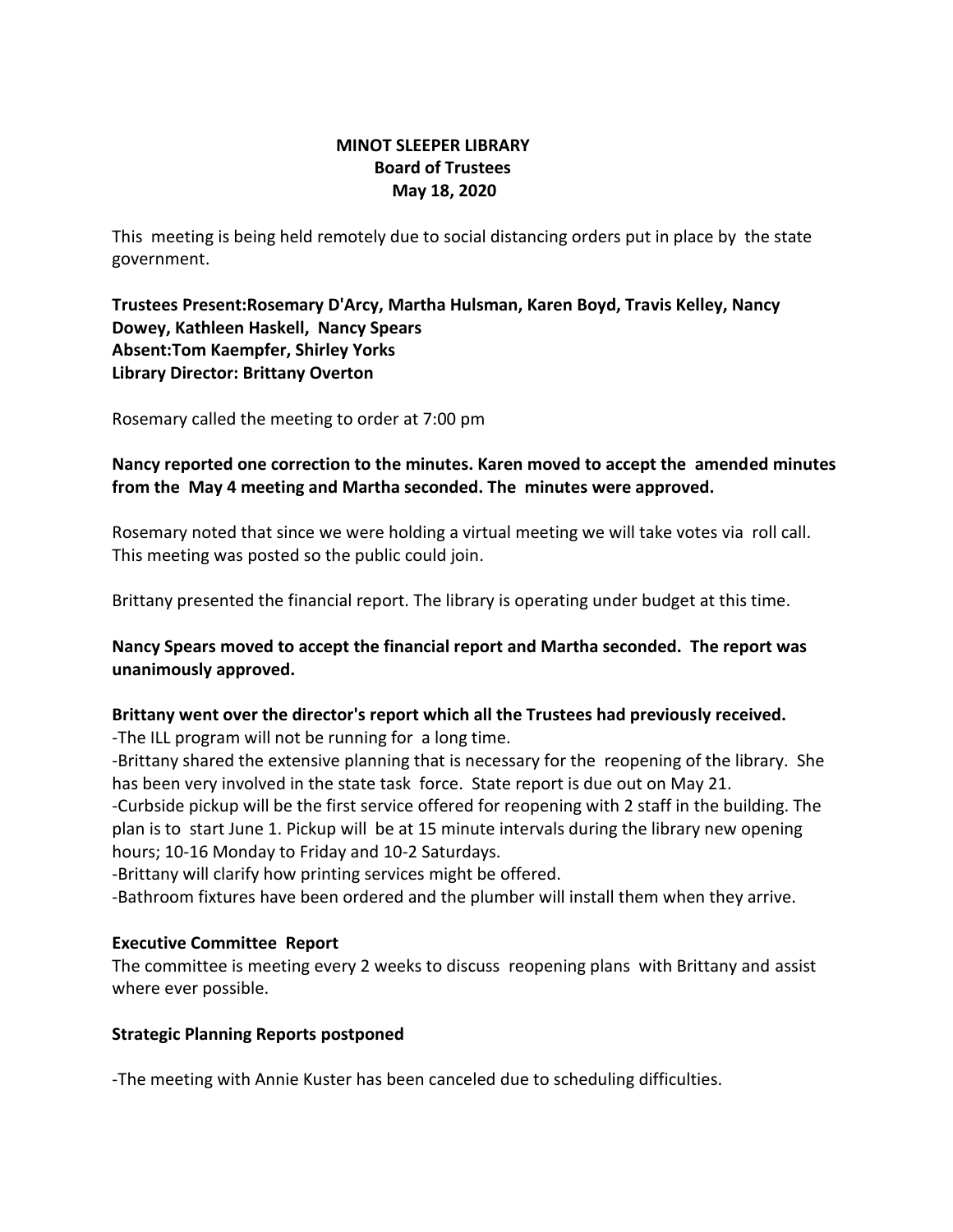**MINOT SLEEPER LIBRARY**
**Board of Trustees**
**May 18, 2020**

This meeting is being held remotely due to social distancing orders put in place by the state government.

**Trustees Present:Rosemary D'Arcy, Martha Hulsman, Karen Boyd, Travis Kelley, Nancy Dowey, Kathleen Haskell, Nancy Spears**
**Absent:Tom Kaempfer, Shirley Yorks**
**Library Director: Brittany Overton**

Rosemary called the meeting to order at 7:00 pm

**Nancy reported one correction to the minutes. Karen moved to accept the amended minutes from the May 4 meeting and Martha seconded. The minutes were approved.**

Rosemary noted that since we were holding a virtual meeting we will take votes via roll call. This meeting was posted so the public could join.

Brittany presented the financial report. The library is operating under budget at this time.

**Nancy Spears moved to accept the financial report and Martha seconded. The report was unanimously approved.**

**Brittany went over the director's report which all the Trustees had previously received.**

-The ILL program will not be running for a long time.

-Brittany shared the extensive planning that is necessary for the reopening of the library. She has been very involved in the state task force. State report is due out on May 21.

-Curbside pickup will be the first service offered for reopening with 2 staff in the building. The plan is to start June 1. Pickup will be at 15 minute intervals during the library new opening hours; 10-16 Monday to Friday and 10-2 Saturdays.

-Brittany will clarify how printing services might be offered.

-Bathroom fixtures have been ordered and the plumber will install them when they arrive.

**Executive Committee Report**

The committee is meeting every 2 weeks to discuss reopening plans with Brittany and assist where ever possible.

**Strategic Planning Reports postponed**

-The meeting with Annie Kuster has been canceled due to scheduling difficulties.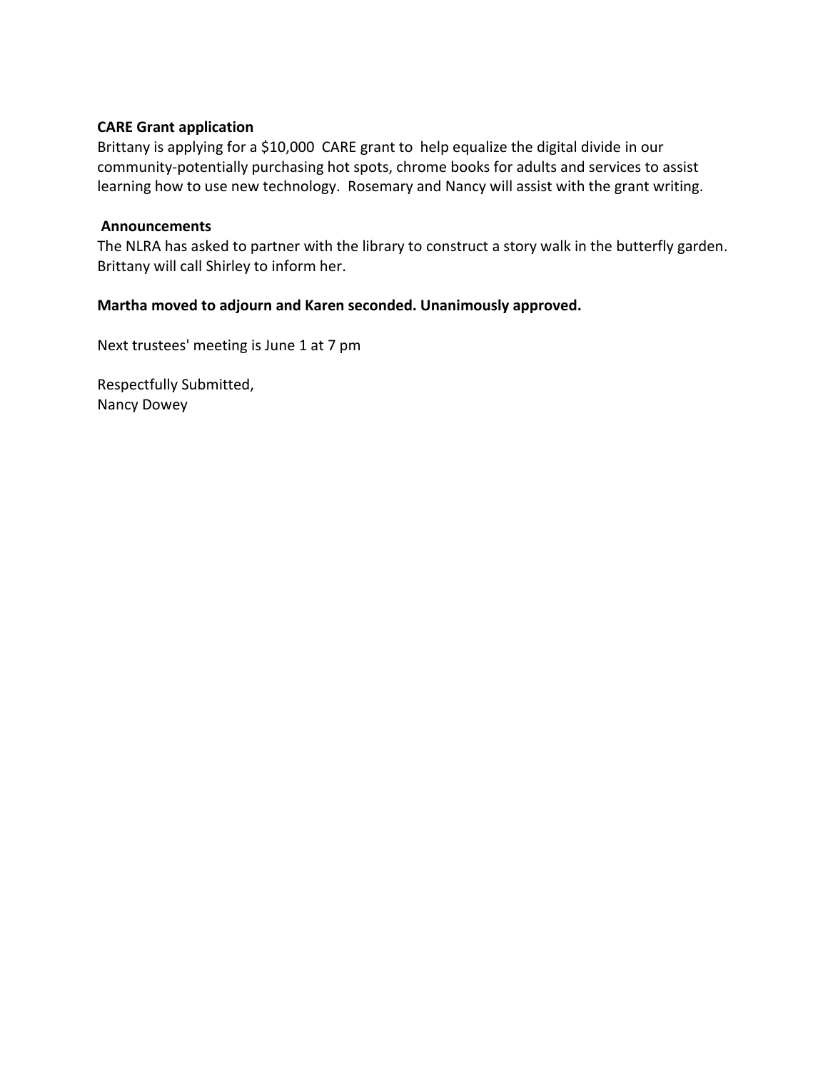**CARE Grant application**

Brittany is applying for a $10,000 CARE grant to help equalize the digital divide in our community-potentially purchasing hot spots, chrome books for adults and services to assist learning how to use new technology. Rosemary and Nancy will assist with the grant writing.

**Announcements**

The NLRA has asked to partner with the library to construct a story walk in the butterfly garden. Brittany will call Shirley to inform her.

**Martha moved to adjourn and Karen seconded. Unanimously approved.**

Next trustees' meeting is June 1 at 7 pm

Respectfully Submitted,
Nancy Dowey